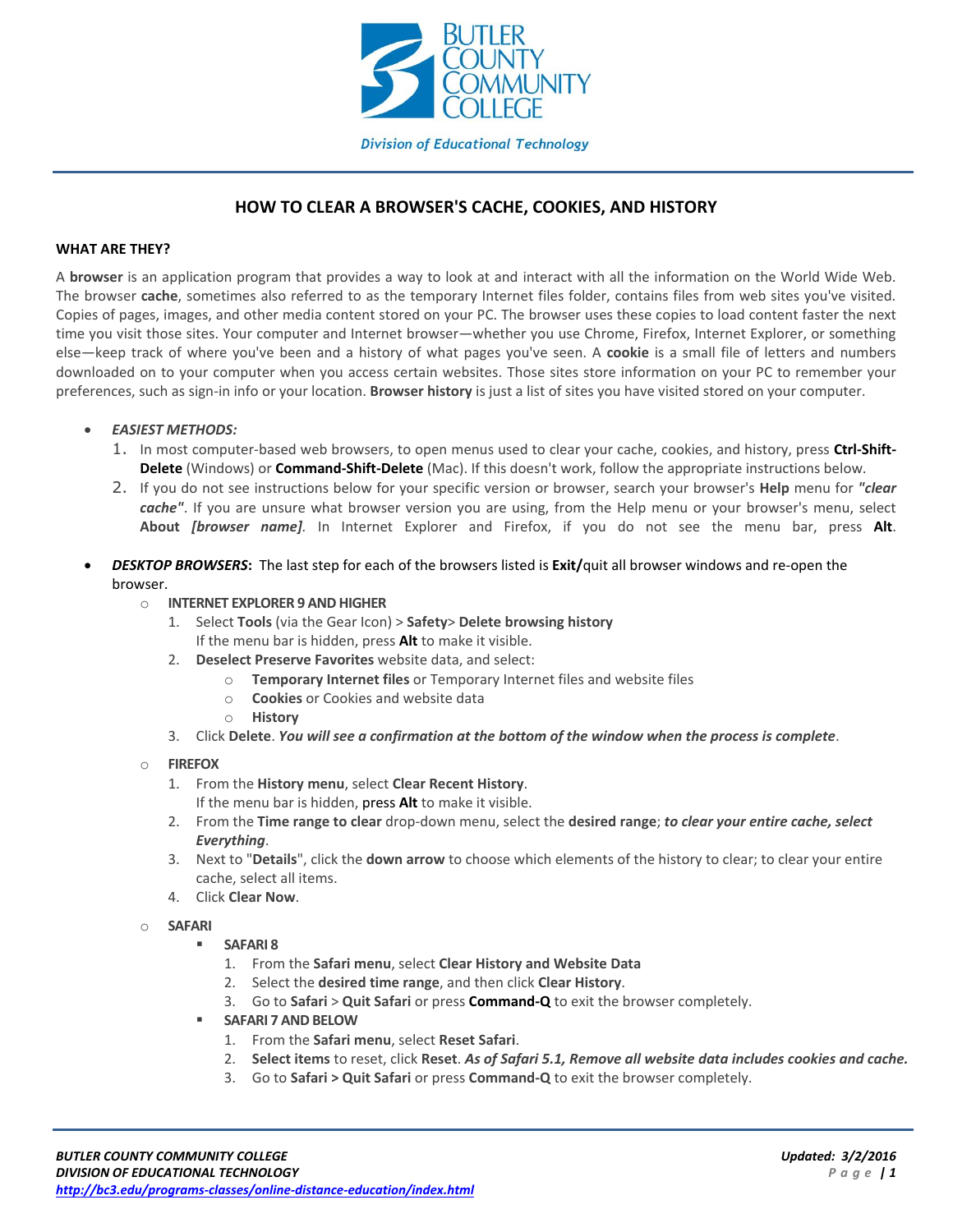BUTLER COUNTY COMMUNITY COLLEGE

*Division of Educational Technology*

# HOW TO CLEAR A BROWSER'S CACHE, COOKIES, AND HISTORY

## WHAT ARE THEY?

A **browser** is an application program that provides a way to look at and interact with all the information on the World Wide Web. The browser **cache**, sometimes also referred to as the temporary Internet files folder, contains files from web sites you've visited. Copies of pages, images, and other media content stored on your PC. The browser uses these copies to load content faster the next time you visit those sites. Your computer and Internet browser—whether you use Chrome, Firefox, Internet Explorer, or something else—keep track of where you've been and a history of what pages you've seen. A **cookie** is a small file of letters and numbers downloaded on to your computer when you access certain websites. Those sites store information on your PC to remember your preferences, such as sign-in info or your location. **Browser history** is just a list of sites you have visited stored on your computer.

- ***EASIEST METHODS:***
  1. In most computer-based web browsers, to open menus used to clear your cache, cookies, and history, press **Ctrl-Shift-Delete** (Windows) or **Command-Shift-Delete** (Mac). If this doesn't work, follow the appropriate instructions below.
  2. If you do not see instructions below for your specific version or browser, search your browser's **Help** menu for ***"clear cache"***. If you are unsure what browser version you are using, from the Help menu or your browser's menu, select **About *[browser name]***. In Internet Explorer and Firefox, if you do not see the menu bar, press **Alt**.

- ***DESKTOP BROWSERS*:** The last step for each of the browsers listed is **Exit/**quit all browser windows and re-open the browser.
  - **INTERNET EXPLORER 9 AND HIGHER**
    1. Select **Tools** (via the Gear Icon) > **Safety**> **Delete browsing history**
       If the menu bar is hidden, press **Alt** to make it visible.
    2. **Deselect Preserve Favorites** website data, and select:
       - **Temporary Internet files** or Temporary Internet files and website files
       - **Cookies** or Cookies and website data
       - **History**
    3. Click **Delete**. ***You will see a confirmation at the bottom of the window when the process is complete***.
  - **FIREFOX**
    1. From the **History menu**, select **Clear Recent History**.
       If the menu bar is hidden, press **Alt** to make it visible.
    2. From the **Time range to clear** drop-down menu, select the **desired range**; ***to clear your entire cache, select Everything***.
    3. Next to "**Details**", click the **down arrow** to choose which elements of the history to clear; to clear your entire cache, select all items.
    4. Click **Clear Now**.
  - **SAFARI**
    - **SAFARI 8**
      1. From the **Safari menu**, select **Clear History and Website Data**
      2. Select the **desired time range**, and then click **Clear History**.
      3. Go to **Safari** > **Quit Safari** or press **Command-Q** to exit the browser completely.
    - **SAFARI 7 AND BELOW**
      1. From the **Safari menu**, select **Reset Safari**.
      2. **Select items** to reset, click **Reset**. ***As of Safari 5.1, Remove all website data includes cookies and cache.***
      3. Go to **Safari > Quit Safari** or press **Command-Q** to exit the browser completely.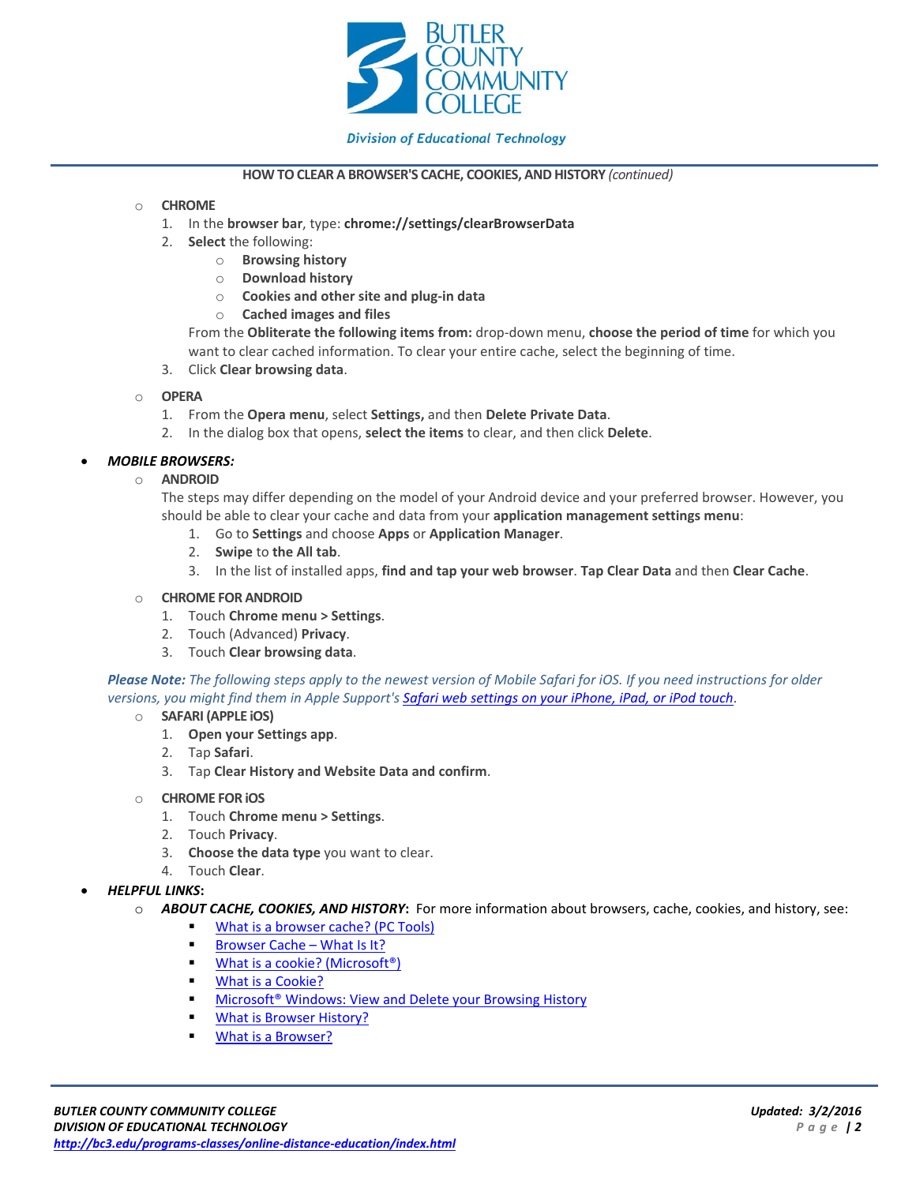**HOW TO CLEAR A BROWSER'S CACHE, COOKIES, AND HISTORY** *(continued)*

- **CHROME**
  1. In the **browser bar**, type: **chrome://settings/clearBrowserData**
  2. **Select** the following:
     - **Browsing history**
     - **Download history**
     - **Cookies and other site and plug-in data**
     - **Cached images and files**

     From the **Obliterate the following items from:** drop-down menu, **choose the period of time** for which you want to clear cached information. To clear your entire cache, select the beginning of time.
  3. Click **Clear browsing data**.

- **OPERA**
  1. From the **Opera menu**, select **Settings,** and then **Delete Private Data**.
  2. In the dialog box that opens, **select the items** to clear, and then click **Delete**.

- ***MOBILE BROWSERS:***
  - **ANDROID**

    The steps may differ depending on the model of your Android device and your preferred browser. However, you should be able to clear your cache and data from your **application management settings menu**:
    1. Go to **Settings** and choose **Apps** or **Application Manager**.
    2. **Swipe** to **the All tab**.
    3. In the list of installed apps, **find and tap your web browser**. **Tap Clear Data** and then **Clear Cache**.

  - **CHROME FOR ANDROID**
    1. Touch **Chrome menu > Settings**.
    2. Touch (Advanced) **Privacy**.
    3. Touch **Clear browsing data**.

  ***Please Note:*** *The following steps apply to the newest version of Mobile Safari for iOS. If you need instructions for older versions, you might find them in Apple Support's [Safari web settings on your iPhone, iPad, or iPod touch](Safari web settings on your iPhone, iPad, or iPod touch).*

  - **SAFARI (APPLE iOS)**
    1. **Open your Settings app**.
    2. Tap **Safari**.
    3. Tap **Clear History and Website Data and confirm**.

  - **CHROME FOR iOS**
    1. Touch **Chrome menu > Settings**.
    2. Touch **Privacy**.
    3. **Choose the data type** you want to clear.
    4. Touch **Clear**.

- ***HELPFUL LINKS*:**
  - ***ABOUT CACHE, COOKIES, AND HISTORY*:** For more information about browsers, cache, cookies, and history, see:
    - What is a browser cache? (PC Tools)
    - Browser Cache – What Is It?
    - What is a cookie? (Microsoft®)
    - What is a Cookie?
    - Microsoft® Windows: View and Delete your Browsing History
    - What is Browser History?
    - What is a Browser?

***BUTLER COUNTY COMMUNITY COLLEGE***
***DIVISION OF EDUCATIONAL TECHNOLOGY***
***http://bc3.edu/programs-classes/online-distance-education/index.html***

***Updated: 3/2/2016***